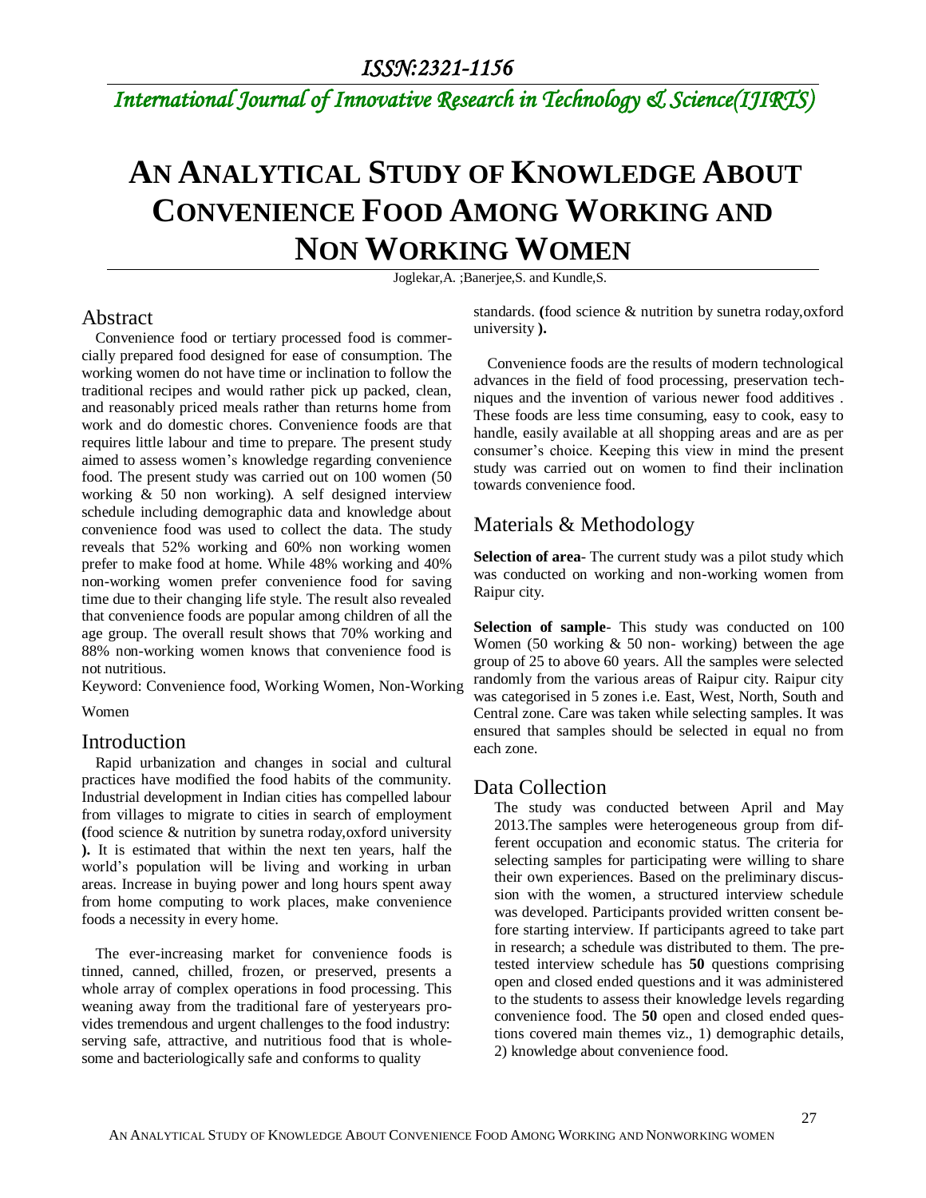ISSN:2321-1156

*International Journal of Innovative Research in Technology & Science(IJIRTS)*

# AN ANALYTICAL STUDY OF KNOWLEDGE ABOUT CONVENIENCE FOOD AMONG WORKING AND NON WORKING WOMEN

Joglekar,A. ;Banerjee,S. and Kundle,S.

## Abstract

Convenience food or tertiary processed food is commercially prepared food designed for ease of consumption. The working women do not have time or inclination to follow the traditional recipes and would rather pick up packed, clean, and reasonably priced meals rather than returns home from work and do domestic chores. Convenience foods are that requires little labour and time to prepare. The present study aimed to assess women's knowledge regarding convenience food. The present study was carried out on 100 women (50 working & 50 non working). A self designed interview schedule including demographic data and knowledge about convenience food was used to collect the data. The study reveals that 52% working and 60% non working women prefer to make food at home. While 48% working and 40% non-working women prefer convenience food for saving time due to their changing life style. The result also revealed that convenience foods are popular among children of all the age group. The overall result shows that 70% working and 88% non-working women knows that convenience food is not nutritious.

Keyword: Convenience food, Working Women, Non-Working Women

## Introduction

Rapid urbanization and changes in social and cultural practices have modified the food habits of the community. Industrial development in Indian cities has compelled labour from villages to migrate to cities in search of employment **(**food science & nutrition by sunetra roday,oxford university **).** It is estimated that within the next ten years, half the world's population will be living and working in urban areas. Increase in buying power and long hours spent away from home computing to work places, make convenience foods a necessity in every home.

The ever-increasing market for convenience foods is tinned, canned, chilled, frozen, or preserved, presents a whole array of complex operations in food processing. This weaning away from the traditional fare of yesteryears provides tremendous and urgent challenges to the food industry: serving safe, attractive, and nutritious food that is wholesome and bacteriologically safe and conforms to quality standards. **(**food science & nutrition by sunetra roday,oxford university **).**

Convenience foods are the results of modern technological advances in the field of food processing, preservation techniques and the invention of various newer food additives . These foods are less time consuming, easy to cook, easy to handle, easily available at all shopping areas and are as per consumer's choice. Keeping this view in mind the present study was carried out on women to find their inclination towards convenience food.

## Materials & Methodology

**Selection of area**- The current study was a pilot study which was conducted on working and non-working women from Raipur city.

**Selection of sample**- This study was conducted on 100 Women (50 working & 50 non- working) between the age group of 25 to above 60 years. All the samples were selected randomly from the various areas of Raipur city. Raipur city was categorised in 5 zones i.e. East, West, North, South and Central zone. Care was taken while selecting samples. It was ensured that samples should be selected in equal no from each zone.

## Data Collection

The study was conducted between April and May 2013.The samples were heterogeneous group from different occupation and economic status. The criteria for selecting samples for participating were willing to share their own experiences. Based on the preliminary discussion with the women, a structured interview schedule was developed. Participants provided written consent before starting interview. If participants agreed to take part in research; a schedule was distributed to them. The pretested interview schedule has **50** questions comprising open and closed ended questions and it was administered to the students to assess their knowledge levels regarding convenience food. The **50** open and closed ended questions covered main themes viz., 1) demographic details, 2) knowledge about convenience food.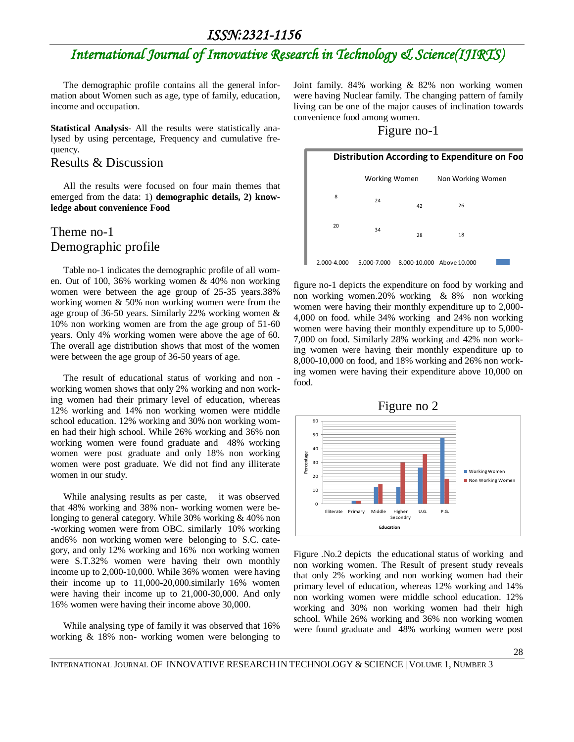The demographic profile contains all the general information about Women such as age, type of family, education, income and occupation.

**Statistical Analysis**- All the results were statistically analysed by using percentage, Frequency and cumulative frequency.

## Results & Discussion

All the results were focused on four main themes that emerged from the data: 1) **demographic details, 2) knowledge about convenience Food**

## Theme no-1
## Demographic profile

Table no-1 indicates the demographic profile of all women. Out of 100, 36% working women & 40% non working women were between the age group of 25-35 years.38% working women & 50% non working women were from the age group of 36-50 years. Similarly 22% working women & 10% non working women are from the age group of 51-60 years. Only 4% working women were above the age of 60. The overall age distribution shows that most of the women were between the age group of 36-50 years of age.

The result of educational status of working and non - working women shows that only 2% working and non working women had their primary level of education, whereas 12% working and 14% non working women were middle school education. 12% working and 30% non working women had their high school. While 26% working and 36% non working women were found graduate and 48% working women were post graduate and only 18% non working women were post graduate. We did not find any illiterate women in our study.

While analysing results as per caste, it was observed that 48% working and 38% non- working women were belonging to general category. While 30% working & 40% non -working women were from OBC. similarly 10% working and6% non working women were belonging to S.C. category, and only 12% working and 16% non working women were S.T.32% women were having their own monthly income up to 2,000-10,000. While 36% women were having their income up to 11,000-20,000.similarly 16% women were having their income up to 21,000-30,000. And only 16% women were having their income above 30,000.

While analysing type of family it was observed that 16% working & 18% non- working women were belonging to Joint family. 84% working & 82% non working women were having Nuclear family. The changing pattern of family living can be one of the major causes of inclination towards convenience food among women.

Figure no-1

Distribution According to Expenditure on Foo

Working Women

Non Working Women

8

24

42

26

20

34

28

18

2,000-4,000

5,000-7,000

8,000-10,000

Above 10,000

figure no-1 depicts the expenditure on food by working and non working women.20% working & 8% non working women were having their monthly expenditure up to 2,000-4,000 on food. while 34% working and 24% non working women were having their monthly expenditure up to 5,000-7,000 on food. Similarly 28% working and 42% non working women were having their monthly expenditure up to 8,000-10,000 on food, and 18% working and 26% non working women were having their expenditure above 10,000 on food.

Figure no 2

Percentage

0

10

20

30

40

50

60

Illiterate

Primary

Middle

Higher Secondry

U.G.

P.G.

Education

Working Women

Non Working Women

Figure .No.2 depicts the educational status of working and non working women. The Result of present study reveals that only 2% working and non working women had their primary level of education, whereas 12% working and 14% non working women were middle school education. 12% working and 30% non working women had their high school. While 26% working and 36% non working women were found graduate and 48% working women were post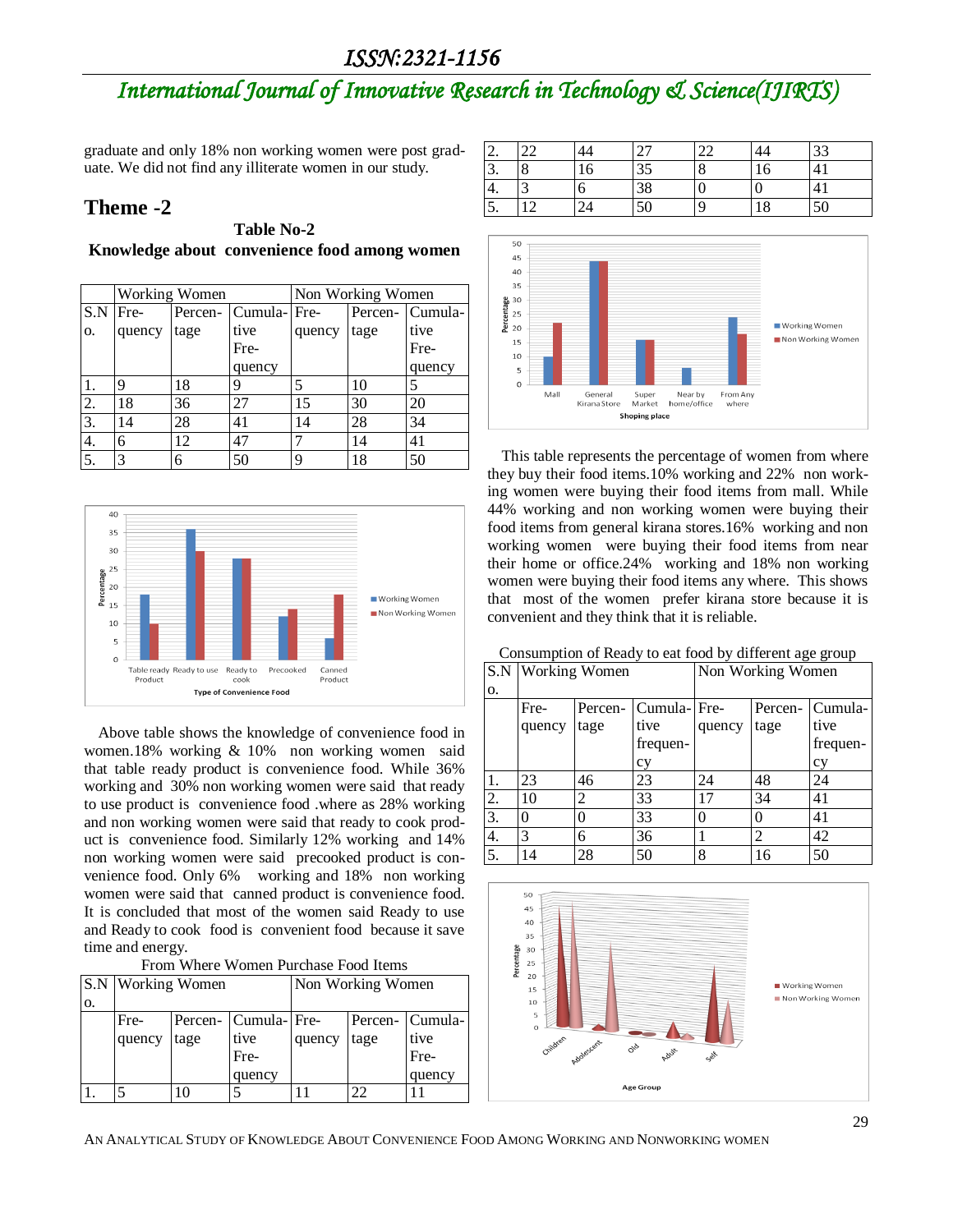graduate and only 18% non working women were post graduate. We did not find any illiterate women in our study.

## Theme -2

**Table No-2**

**Knowledge about convenience food among women**

| S.No. | Working Women | | | Non Working Women | | |
|---|---|---|---|---|---|---|
| | Frequency | Percentage | Cumulative Frequency | Frequency | Percentage | Cumulative Frequency |
| 1. | 9 | 18 | 9 | 5 | 10 | 5 |
| 2. | 18 | 36 | 27 | 15 | 30 | 20 |
| 3. | 14 | 28 | 41 | 14 | 28 | 34 |
| 4. | 6 | 12 | 47 | 7 | 14 | 41 |
| 5. | 3 | 6 | 50 | 9 | 18 | 50 |

40
35
30
25
20
15
10
5
0
Percentage
Table ready Product
Ready to use
Ready to cook
Precooked
Canned Product
Type of Convenience Food
Working Women
Non Working Women

Above table shows the knowledge of convenience food in women.18% working & 10% non working women said that table ready product is convenience food. While 36% working and 30% non working women were said that ready to use product is convenience food .where as 28% working and non working women were said that ready to cook product is convenience food. Similarly 12% working and 14% non working women were said precooked product is convenience food. Only 6% working and 18% non working women were said that canned product is convenience food. It is concluded that most of the women said Ready to use and Ready to cook food is convenient food because it save time and energy.

From Where Women Purchase Food Items

| S.No. | Working Women | | | Non Working Women | | |
|---|---|---|---|---|---|---|
| | Frequency | Percentage | Cumulative Frequency | Frequency | Percentage | Cumulative Frequency |
| 1. | 5 | 10 | 5 | 11 | 22 | 11 |
| 2. | 22 | 44 | 27 | 22 | 44 | 33 |
| 3. | 8 | 16 | 35 | 8 | 16 | 41 |
| 4. | 3 | 6 | 38 | 0 | 0 | 41 |
| 5. | 12 | 24 | 50 | 9 | 18 | 50 |

50
45
40
35
30
25
20
15
10
5
0
Percentage
Mall
General Kirana Store
Super Market
Near by home/office
From Any where
Shoping place
Working Women
Non Working Women

This table represents the percentage of women from where they buy their food items.10% working and 22% non working women were buying their food items from mall. While 44% working and non working women were buying their food items from general kirana stores.16% working and non working women were buying their food items from near their home or office.24% working and 18% non working women were buying their food items any where. This shows that most of the women prefer kirana store because it is convenient and they think that it is reliable.

Consumption of Ready to eat food by different age group

| S.No. | Working Women | | | Non Working Women | | |
|---|---|---|---|---|---|---|
| | Frequency | Percentage | Cumulative frequency | Frequency | Percentage | Cumulative frequency |
| 1. | 23 | 46 | 23 | 24 | 48 | 24 |
| 2. | 10 | 2 | 33 | 17 | 34 | 41 |
| 3. | 0 | 0 | 33 | 0 | 0 | 41 |
| 4. | 3 | 6 | 36 | 1 | 2 | 42 |
| 5. | 14 | 28 | 50 | 8 | 16 | 50 |

50
45
40
35
30
25
20
15
10
5
0
Percentage
Children
Adolescent
Old
Adult
Self
Age Group
Working Women
Non Working Women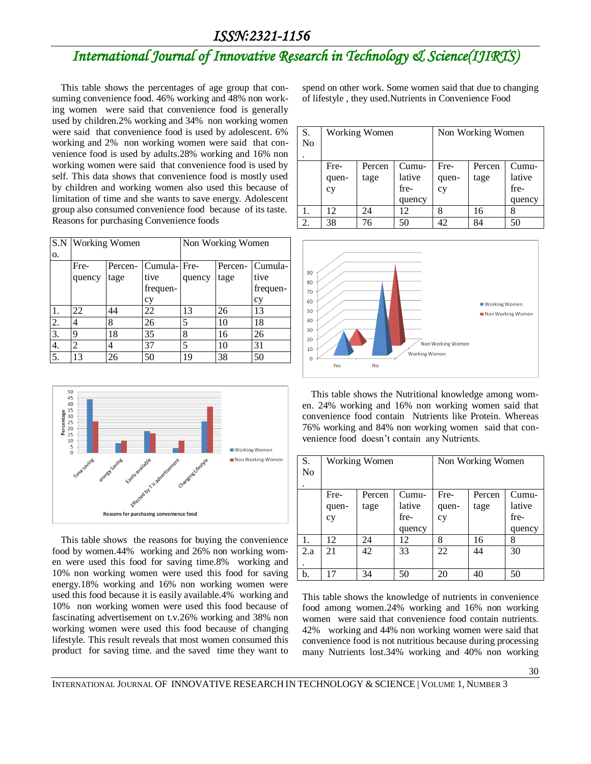This table shows the percentages of age group that consuming convenience food. 46% working and 48% non working women were said that convenience food is generally used by children.2% working and 34% non working women were said that convenience food is used by adolescent. 6% working and 2% non working women were said that convenience food is used by adults.28% working and 16% non working women were said that convenience food is used by self. This data shows that convenience food is mostly used by children and working women also used this because of limitation of time and she wants to save energy. Adolescent group also consumed convenience food because of its taste. Reasons for purchasing Convenience foods

| S.No. | Working Women | | | Non Working Women | | |
|---|---|---|---|---|---|---|
| | Frequency | Percentage | Cumulative frequency | Frequency | Percentage | Cumulative frequency |
| 1. | 22 | 44 | 22 | 13 | 26 | 13 |
| 2. | 4 | 8 | 26 | 5 | 10 | 18 |
| 3. | 9 | 18 | 35 | 8 | 16 | 26 |
| 4. | 2 | 4 | 37 | 5 | 10 | 31 |
| 5. | 13 | 26 | 50 | 19 | 38 | 50 |

50
45
40
35
30
25
20
15
10
5
0
Percentage
Time saving
energy Saving
Easily available
Effected by T.V advertisement
Changing Lifestyle
Working Women
Non Working Women
Reasons for purchasing convenience food

This table shows the reasons for buying the convenience food by women.44% working and 26% non working women were used this food for saving time.8% working and 10% non working women were used this food for saving energy.18% working and 16% non working women were used this food because it is easily available.4% working and 10% non working women were used this food because of fascinating advertisement on t.v.26% working and 38% non working women were used this food because of changing lifestyle. This result reveals that most women consumed this product for saving time. and the saved time they want to spend on other work. Some women said that due to changing of lifestyle , they used.Nutrients in Convenience Food

| S. No. | Working Women | | | Non Working Women | | |
|---|---|---|---|---|---|---|
| | Frequency | Percentage | Cumulative frequency | Frequency | Percentage | Cumulative frequency |
| 1. | 12 | 24 | 12 | 8 | 16 | 8 |
| 2. | 38 | 76 | 50 | 42 | 84 | 50 |

90
80
70
60
50
40
30
20
10
0
Yes
No
Non Working Women
Working Women
Working Women
Non Working Women

This table shows the Nutritional knowledge among women. 24% working and 16% non working women said that convenience food contain Nutrients like Protein. Whereas 76% working and 84% non working women said that convenience food doesn't contain any Nutrients.

| S. No. | Working Women | | | Non Working Women | | |
|---|---|---|---|---|---|---|
| | Frequency | Percentage | Cumulative frequency | Frequency | Percentage | Cumulative frequency |
| 1. | 12 | 24 | 12 | 8 | 16 | 8 |
| 2.a. | 21 | 42 | 33 | 22 | 44 | 30 |
| b. | 17 | 34 | 50 | 20 | 40 | 50 |

This table shows the knowledge of nutrients in convenience food among women.24% working and 16% non working women were said that convenience food contain nutrients. 42% working and 44% non working women were said that convenience food is not nutritious because during processing many Nutrients lost.34% working and 40% non working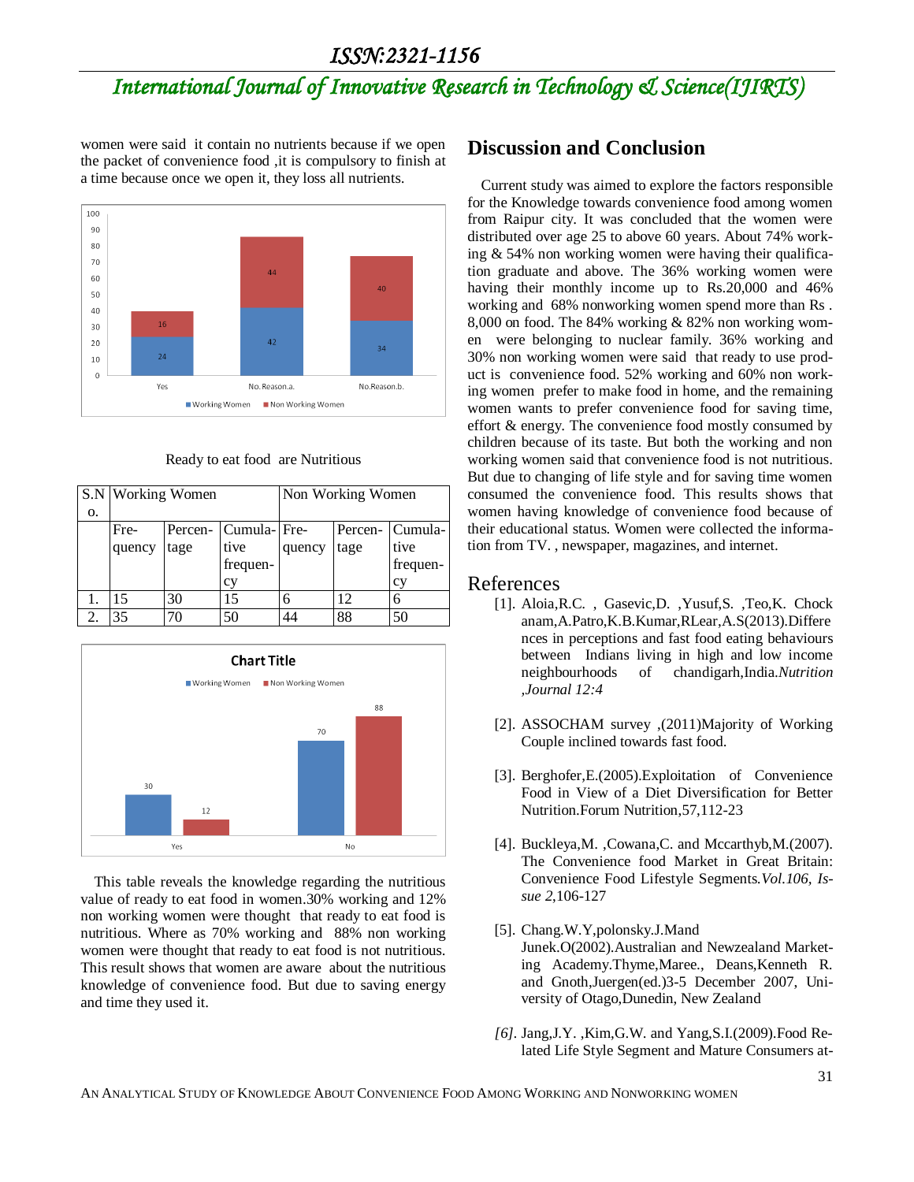women were said it contain no nutrients because if we open the packet of convenience food ,it is compulsory to finish at a time because once we open it, they loss all nutrients.

100
90
80
70
60
50
40
30
20
10
0

16
24
44
42
40
34

Yes
No. Reason.a.
No.Reason.b.

Working Women
Non Working Women

Ready to eat food are Nutritious

| S.No. | Working Women | | | Non Working Women | | |
|---|---|---|---|---|---|---|
| | Frequency | Percentage | Cumulative frequency | Frequency | Percentage | Cumulative frequency |
| 1. | 15 | 30 | 15 | 6 | 12 | 6 |
| 2. | 35 | 70 | 50 | 44 | 88 | 50 |

Chart Title

Working Women
Non Working Women

30
12
70
88

Yes
No

This table reveals the knowledge regarding the nutritious value of ready to eat food in women.30% working and 12% non working women were thought that ready to eat food is nutritious. Where as 70% working and 88% non working women were thought that ready to eat food is not nutritious. This result shows that women are aware about the nutritious knowledge of convenience food. But due to saving energy and time they used it.

## Discussion and Conclusion

Current study was aimed to explore the factors responsible for the Knowledge towards convenience food among women from Raipur city. It was concluded that the women were distributed over age 25 to above 60 years. About 74% working & 54% non working women were having their qualification graduate and above. The 36% working women were having their monthly income up to Rs.20,000 and 46% working and 68% nonworking women spend more than Rs . 8,000 on food. The 84% working & 82% non working women were belonging to nuclear family. 36% working and 30% non working women were said that ready to use product is convenience food. 52% working and 60% non working women prefer to make food in home, and the remaining women wants to prefer convenience food for saving time, effort & energy. The convenience food mostly consumed by children because of its taste. But both the working and non working women said that convenience food is not nutritious. But due to changing of life style and for saving time women consumed the convenience food. This results shows that women having knowledge of convenience food because of their educational status. Women were collected the information from TV. , newspaper, magazines, and internet.

## References

[1]. Aloia,R.C. , Gasevic,D. ,Yusuf,S. ,Teo,K. Chockanam,A.Patro,K.B.Kumar,RLear,A.S(2013).Differences in perceptions and fast food eating behaviours between Indians living in high and low income neighbourhoods of chandigarh,India.*Nutrition ,Journal 12:4*

[2]. ASSOCHAM survey ,(2011)Majority of Working Couple inclined towards fast food.

[3]. Berghofer,E.(2005).Exploitation of Convenience Food in View of a Diet Diversification for Better Nutrition.Forum Nutrition,57,112-23

[4]. Buckleya,M. ,Cowana,C. and Mccarthyb,M.(2007). The Convenience food Market in Great Britain: Convenience Food Lifestyle Segments.*Vol.106, Issue 2*,106-127

[5]. Chang.W.Y,polonsky.J.Mand Junek.O(2002).Australian and Newzealand Marketing Academy.Thyme,Maree., Deans,Kenneth R. and Gnoth,Juergen(ed.)3-5 December 2007, University of Otago,Dunedin, New Zealand

*[6]*. Jang,J.Y. ,Kim,G.W. and Yang,S.I.(2009).Food Related Life Style Segment and Mature Consumers at-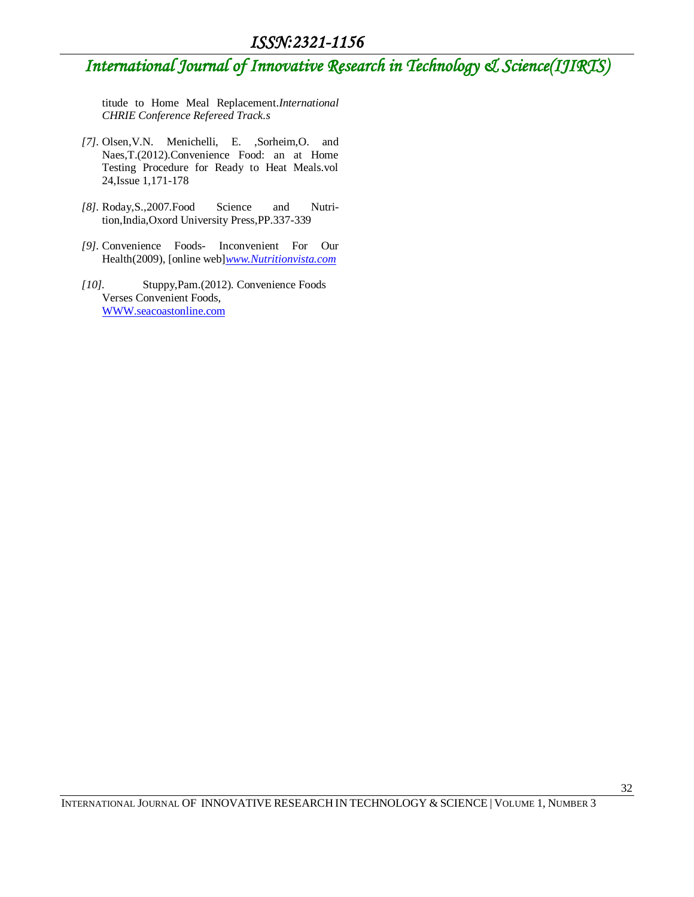titude to Home Meal Replacement.*International CHRIE Conference Refereed Track.s*

*[7]*. Olsen,V.N. Menichelli, E. ,Sorheim,O. and Naes,T.(2012).Convenience Food: an at Home Testing Procedure for Ready to Heat Meals.vol 24,Issue 1,171-178

*[8]*. Roday,S.,2007.Food Science and Nutrition,India,Oxord University Press,PP.337-339

*[9]*. Convenience Foods- Inconvenient For Our Health(2009), [online web]*www.Nutritionvista.com*

*[10]*. Stuppy,Pam.(2012). Convenience Foods Verses Convenient Foods, WWW.seacoastonline.com